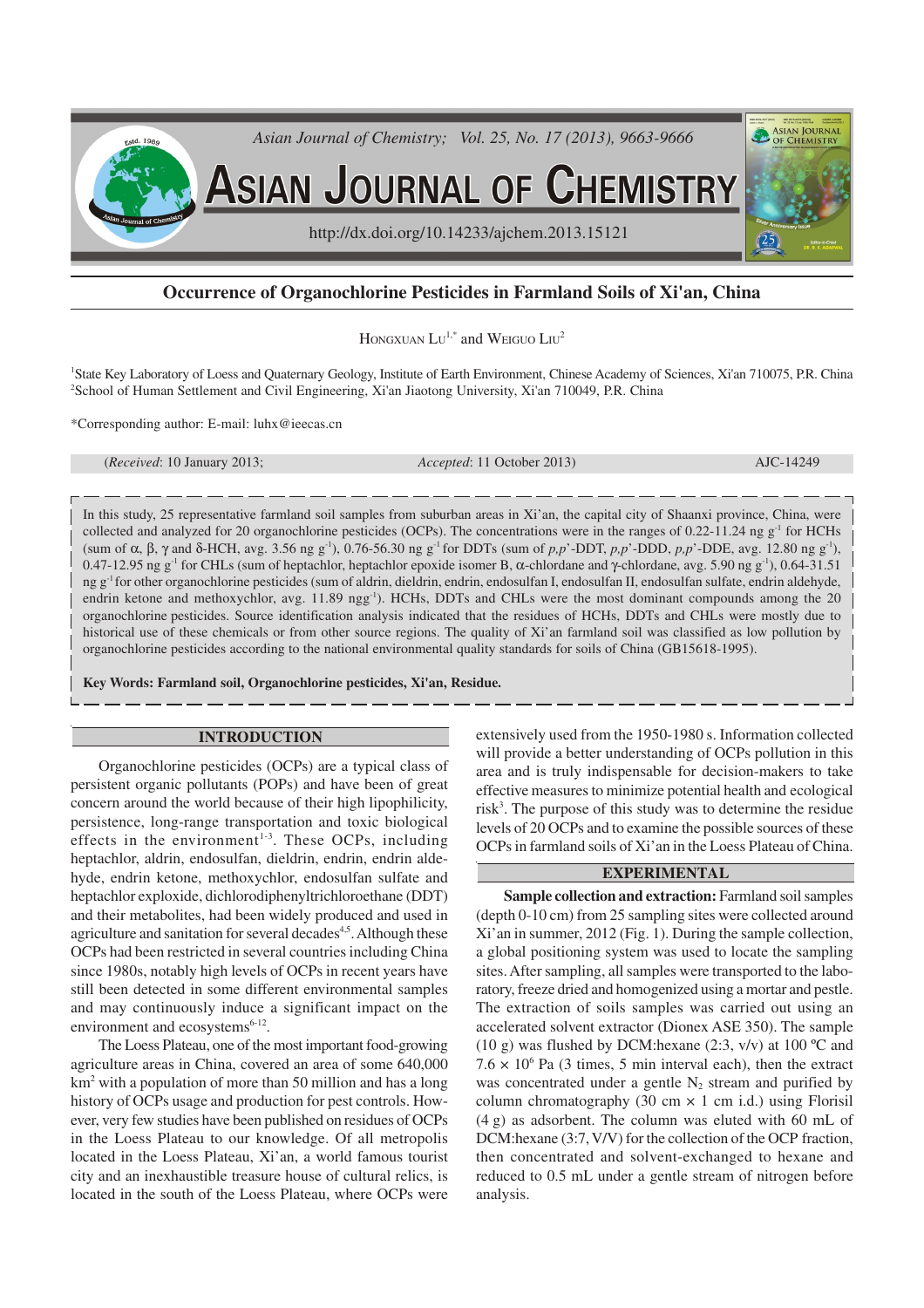# Occurrence of Organochlorine Pesticides in Farmland Soils of Xi'an, China

HONGXUAN LU[1,*] and WEIGUO LIU[2]

[1]State Key Laboratory of Loess and Quaternary Geology, Institute of Earth Environment, Chinese Academy of Sciences, Xi'an 710075, P.R. China
[2]School of Human Settlement and Civil Engineering, Xi'an Jiaotong University, Xi'an 710049, P.R. China

*Corresponding author: E-mail: luhx@ieecas.cn

(*Received*: 10 January 2013; *Accepted*: 11 October 2013) AJC-14249

In this study, 25 representative farmland soil samples from suburban areas in Xi'an, the capital city of Shaanxi province, China, were collected and analyzed for 20 organochlorine pesticides (OCPs). The concentrations were in the ranges of 0.22-11.24 ng $g^{-1}$ for HCHs (sum of α, β, γ and δ-HCH, avg. 3.56 ng $g^{-1}$), 0.76-56.30 ng $g^{-1}$ for DDTs (sum of *p,p*'-DDT, *p,p*'-DDD, *p,p*'-DDE, avg. 12.80 ng $g^{-1}$), 0.47-12.95 ng $g^{-1}$ for CHLs (sum of heptachlor, heptachlor epoxide isomer B, α-chlordane and γ-chlordane, avg. 5.90 ng $g^{-1}$), 0.64-31.51 ng $g^{-1}$ for other organochlorine pesticides (sum of aldrin, dieldrin, endrin, endosulfan I, endosulfan II, endosulfan sulfate, endrin aldehyde, endrin ketone and methoxychlor, avg. 11.89 ngg$^{-1}$). HCHs, DDTs and CHLs were the most dominant compounds among the 20 organochlorine pesticides. Source identification analysis indicated that the residues of HCHs, DDTs and CHLs were mostly due to historical use of these chemicals or from other source regions. The quality of Xi'an farmland soil was classified as low pollution by organochlorine pesticides according to the national environmental quality standards for soils of China (GB15618-1995).

**Key Words: Farmland soil, Organochlorine pesticides, Xi'an, Residue.**

## INTRODUCTION

Organochlorine pesticides (OCPs) are a typical class of persistent organic pollutants (POPs) and have been of great concern around the world because of their high lipophilicity, persistence, long-range transportation and toxic biological effects in the environment[1-3]. These OCPs, including heptachlor, aldrin, endosulfan, dieldrin, endrin, endrin aldehyde, endrin ketone, methoxychlor, endosulfan sulfate and heptachlor exploxide, dichlorodiphenyltrichloroethane (DDT) and their metabolites, had been widely produced and used in agriculture and sanitation for several decades[4,5]. Although these OCPs had been restricted in several countries including China since 1980s, notably high levels of OCPs in recent years have still been detected in some different environmental samples and may continuously induce a significant impact on the environment and ecosystems[6-12].

The Loess Plateau, one of the most important food-growing agriculture areas in China, covered an area of some 640,000 $km^2$ with a population of more than 50 million and has a long history of OCPs usage and production for pest controls. However, very few studies have been published on residues of OCPs in the Loess Plateau to our knowledge. Of all metropolis located in the Loess Plateau, Xi'an, a world famous tourist city and an inexhaustible treasure house of cultural relics, is located in the south of the Loess Plateau, where OCPs were extensively used from the 1950-1980 s. Information collected will provide a better understanding of OCPs pollution in this area and is truly indispensable for decision-makers to take effective measures to minimize potential health and ecological risk[3]. The purpose of this study was to determine the residue levels of 20 OCPs and to examine the possible sources of these OCPs in farmland soils of Xi'an in the Loess Plateau of China.

## EXPERIMENTAL

**Sample collection and extraction:** Farmland soil samples (depth 0-10 cm) from 25 sampling sites were collected around Xi'an in summer, 2012 (Fig. 1). During the sample collection, a global positioning system was used to locate the sampling sites. After sampling, all samples were transported to the laboratory, freeze dried and homogenized using a mortar and pestle. The extraction of soils samples was carried out using an accelerated solvent extractor (Dionex ASE 350). The sample (10 g) was flushed by DCM:hexane (2:3, v/v) at 100 ºC and $7.6 \times 10^6$ Pa (3 times, 5 min interval each), then the extract was concentrated under a gentle $N_2$ stream and purified by column chromatography (30 cm × 1 cm i.d.) using Florisil (4 g) as adsorbent. The column was eluted with 60 mL of DCM:hexane (3:7, V/V) for the collection of the OCP fraction, then concentrated and solvent-exchanged to hexane and reduced to 0.5 mL under a gentle stream of nitrogen before analysis.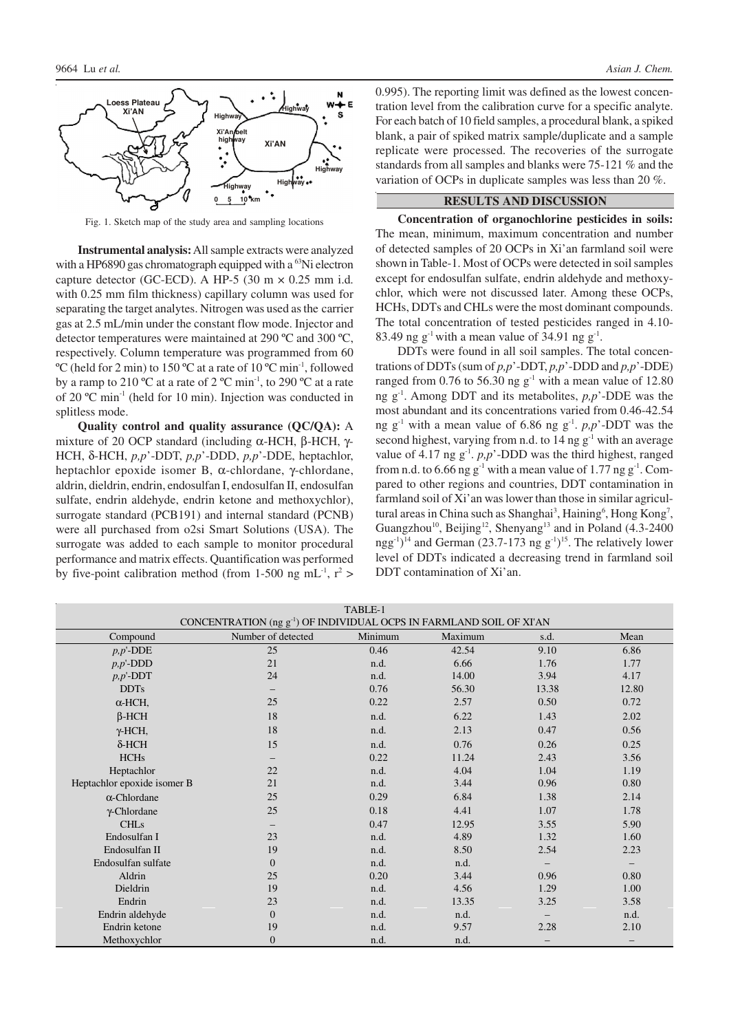Loess Plateau
Xi'AN

Highway
Highway
Xi'An belt highway
Xi'AN
Highway
Highway
Highway
N
W E
S
0 5 10 km

Fig. 1. Sketch map of the study area and sampling locations

**Instrumental analysis:** All sample extracts were analyzed with a HP6890 gas chromatograph equipped with a $^{63}$Ni electron capture detector (GC-ECD). A HP-5 (30 m × 0.25 mm i.d. with 0.25 mm film thickness) capillary column was used for separating the target analytes. Nitrogen was used as the carrier gas at 2.5 mL/min under the constant flow mode. Injector and detector temperatures were maintained at 290 ºC and 300 ºC, respectively. Column temperature was programmed from 60 ºC (held for 2 min) to 150 ºC at a rate of 10 ºC min$^{-1}$, followed by a ramp to 210 ºC at a rate of 2 ºC min$^{-1}$, to 290 ºC at a rate of 20 ºC min$^{-1}$ (held for 10 min). Injection was conducted in splitless mode.

**Quality control and quality assurance (QC/QA):** A mixture of 20 OCP standard (including α-HCH, β-HCH, γ-HCH, δ-HCH, *p,p*'-DDT, *p,p*'-DDD, *p,p*'-DDE, heptachlor, heptachlor epoxide isomer B, α-chlordane, γ-chlordane, aldrin, dieldrin, endrin, endosulfan I, endosulfan II, endosulfan sulfate, endrin aldehyde, endrin ketone and methoxychlor), surrogate standard (PCB191) and internal standard (PCNB) were all purchased from o2si Smart Solutions (USA). The surrogate was added to each sample to monitor procedural performance and matrix effects. Quantification was performed by five-point calibration method (from 1-500 ng mL$^{-1}$, $r^2$ > 0.995). The reporting limit was defined as the lowest concentration level from the calibration curve for a specific analyte. For each batch of 10 field samples, a procedural blank, a spiked blank, a pair of spiked matrix sample/duplicate and a sample replicate were processed. The recoveries of the surrogate standards from all samples and blanks were 75-121 % and the variation of OCPs in duplicate samples was less than 20 %.

## RESULTS AND DISCUSSION

**Concentration of organochlorine pesticides in soils:** The mean, minimum, maximum concentration and number of detected samples of 20 OCPs in Xi'an farmland soil were shown in Table-1. Most of OCPs were detected in soil samples except for endosulfan sulfate, endrin aldehyde and methoxychlor, which were not discussed later. Among these OCPs, HCHs, DDTs and CHLs were the most dominant compounds. The total concentration of tested pesticides ranged in 4.10-83.49 ng g$^{-1}$ with a mean value of 34.91 ng g$^{-1}$.

DDTs were found in all soil samples. The total concentrations of DDTs (sum of *p,p*'-DDT, *p,p*'-DDD and *p,p*'-DDE) ranged from 0.76 to 56.30 ng g$^{-1}$ with a mean value of 12.80 ng g$^{-1}$. Among DDT and its metabolites, *p,p*'-DDE was the most abundant and its concentrations varied from 0.46-42.54 ng g$^{-1}$ with a mean value of 6.86 ng g$^{-1}$. *p,p*'-DDT was the second highest, varying from n.d. to 14 ng g$^{-1}$ with an average value of 4.17 ng g$^{-1}$. *p,p*'-DDD was the third highest, ranged from n.d. to 6.66 ng g$^{-1}$ with a mean value of 1.77 ng g$^{-1}$. Compared to other regions and countries, DDT contamination in farmland soil of Xi'an was lower than those in similar agricultural areas in China such as Shanghai[3], Haining[6], Hong Kong[7], Guangzhou[10], Beijing[12], Shenyang[13] and in Poland (4.3-2400 ngg$^{-1}$)[14] and German (23.7-173 ng g$^{-1}$)[15]. The relatively lower level of DDTs indicated a decreasing trend in farmland soil DDT contamination of Xi'an.

TABLE-1
CONCENTRATION (ng g$^{-1}$) OF INDIVIDUAL OCPS IN FARMLAND SOIL OF XI'AN

| Compound | Number of detected | Minimum | Maximum | s.d. | Mean |
|---|---|---|---|---|---|
| *p,p*'-DDE | 25 | 0.46 | 42.54 | 9.10 | 6.86 |
| *p,p*'-DDD | 21 | n.d. | 6.66 | 1.76 | 1.77 |
| *p,p*'-DDT | 24 | n.d. | 14.00 | 3.94 | 4.17 |
| DDTs | – | 0.76 | 56.30 | 13.38 | 12.80 |
| α-HCH, | 25 | 0.22 | 2.57 | 0.50 | 0.72 |
| β-HCH | 18 | n.d. | 6.22 | 1.43 | 2.02 |
| γ-HCH, | 18 | n.d. | 2.13 | 0.47 | 0.56 |
| δ-HCH | 15 | n.d. | 0.76 | 0.26 | 0.25 |
| HCHs | – | 0.22 | 11.24 | 2.43 | 3.56 |
| Heptachlor | 22 | n.d. | 4.04 | 1.04 | 1.19 |
| Heptachlor epoxide isomer B | 21 | n.d. | 3.44 | 0.96 | 0.80 |
| α-Chlordane | 25 | 0.29 | 6.84 | 1.38 | 2.14 |
| γ-Chlordane | 25 | 0.18 | 4.41 | 1.07 | 1.78 |
| CHLs | – | 0.47 | 12.95 | 3.55 | 5.90 |
| Endosulfan I | 23 | n.d. | 4.89 | 1.32 | 1.60 |
| Endosulfan II | 19 | n.d. | 8.50 | 2.54 | 2.23 |
| Endosulfan sulfate | 0 | n.d. | n.d. | – | – |
| Aldrin | 25 | 0.20 | 3.44 | 0.96 | 0.80 |
| Dieldrin | 19 | n.d. | 4.56 | 1.29 | 1.00 |
| Endrin | 23 | n.d. | 13.35 | 3.25 | 3.58 |
| Endrin aldehyde | 0 | n.d. | n.d. | – | n.d. |
| Endrin ketone | 19 | n.d. | 9.57 | 2.28 | 2.10 |
| Methoxychlor | 0 | n.d. | n.d. | – | – |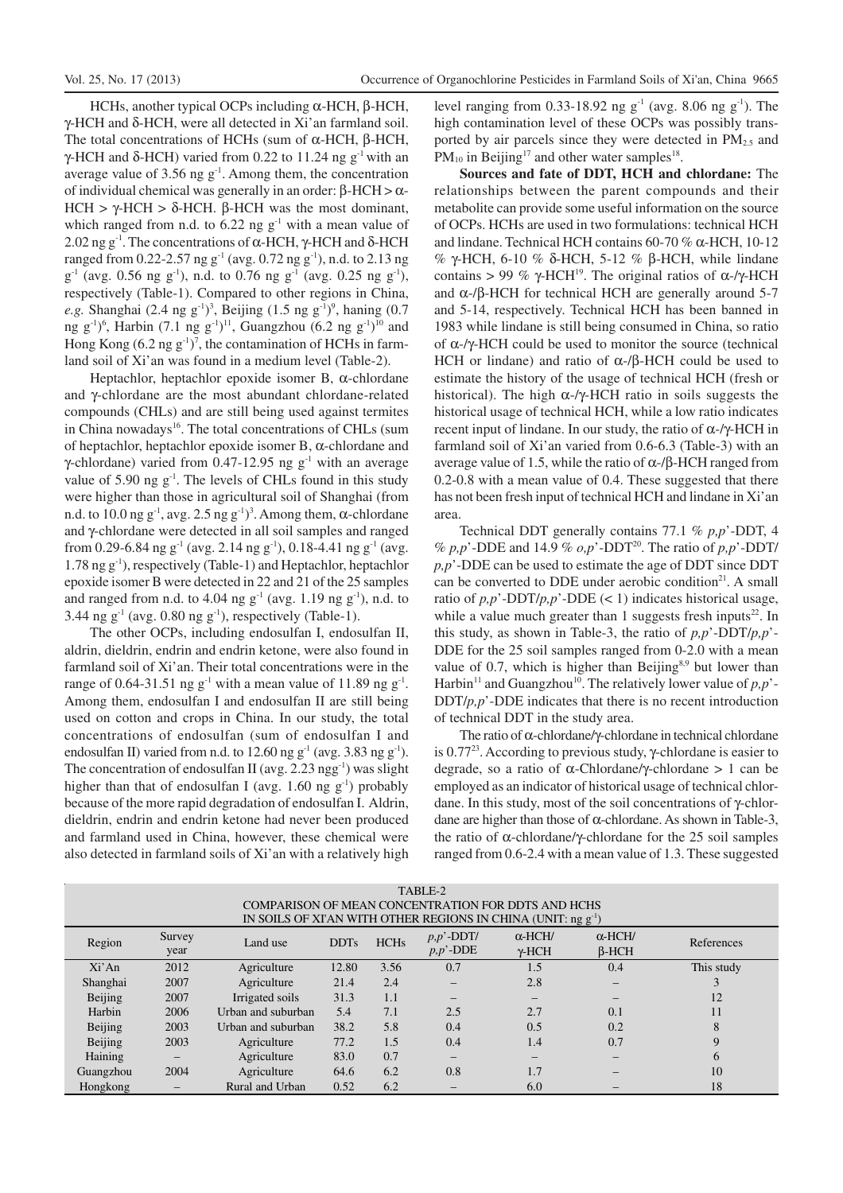HCHs, another typical OCPs including α-HCH, β-HCH, γ-HCH and δ-HCH, were all detected in Xi'an farmland soil. The total concentrations of HCHs (sum of α-HCH, β-HCH, γ-HCH and δ-HCH) varied from 0.22 to 11.24 ng $g^{-1}$ with an average value of 3.56 ng $g^{-1}$. Among them, the concentration of individual chemical was generally in an order: β-HCH > α-HCH > γ-HCH > δ-HCH. β-HCH was the most dominant, which ranged from n.d. to 6.22 ng $g^{-1}$ with a mean value of 2.02 ng $g^{-1}$. The concentrations of α-HCH, γ-HCH and δ-HCH ranged from 0.22-2.57 ng $g^{-1}$ (avg. 0.72 ng $g^{-1}$), n.d. to 2.13 ng $g^{-1}$ (avg. 0.56 ng $g^{-1}$), n.d. to 0.76 ng $g^{-1}$ (avg. 0.25 ng $g^{-1}$), respectively (Table-1). Compared to other regions in China, *e.g.* Shanghai (2.4 ng $g^{-1}$)[3], Beijing (1.5 ng $g^{-1}$)[9], haning (0.7 ng $g^{-1}$)[6], Harbin (7.1 ng $g^{-1}$)[11], Guangzhou (6.2 ng $g^{-1}$)[10] and Hong Kong (6.2 ng $g^{-1}$)[7], the contamination of HCHs in farmland soil of Xi'an was found in a medium level (Table-2).

Heptachlor, heptachlor epoxide isomer B, α-chlordane and γ-chlordane are the most abundant chlordane-related compounds (CHLs) and are still being used against termites in China nowadays[16]. The total concentrations of CHLs (sum of heptachlor, heptachlor epoxide isomer B, α-chlordane and γ-chlordane) varied from 0.47-12.95 ng $g^{-1}$ with an average value of 5.90 ng $g^{-1}$. The levels of CHLs found in this study were higher than those in agricultural soil of Shanghai (from n.d. to 10.0 ng $g^{-1}$, avg. 2.5 ng $g^{-1}$)[3]. Among them, α-chlordane and γ-chlordane were detected in all soil samples and ranged from 0.29-6.84 ng $g^{-1}$ (avg. 2.14 ng $g^{-1}$), 0.18-4.41 ng $g^{-1}$ (avg. 1.78 ng $g^{-1}$), respectively (Table-1) and Heptachlor, heptachlor epoxide isomer B were detected in 22 and 21 of the 25 samples and ranged from n.d. to 4.04 ng $g^{-1}$ (avg. 1.19 ng $g^{-1}$), n.d. to 3.44 ng $g^{-1}$ (avg. 0.80 ng $g^{-1}$), respectively (Table-1).

The other OCPs, including endosulfan I, endosulfan II, aldrin, dieldrin, endrin and endrin ketone, were also found in farmland soil of Xi'an. Their total concentrations were in the range of 0.64-31.51 ng $g^{-1}$ with a mean value of 11.89 ng $g^{-1}$. Among them, endosulfan I and endosulfan II are still being used on cotton and crops in China. In our study, the total concentrations of endosulfan (sum of endosulfan I and endosulfan II) varied from n.d. to 12.60 ng $g^{-1}$ (avg. 3.83 ng $g^{-1}$). The concentration of endosulfan II (avg. 2.23 ng$g^{-1}$) was slight higher than that of endosulfan I (avg. 1.60 ng $g^{-1}$) probably because of the more rapid degradation of endosulfan I. Aldrin, dieldrin, endrin and endrin ketone had never been produced and farmland used in China, however, these chemical were also detected in farmland soils of Xi'an with a relatively high level ranging from 0.33-18.92 ng $g^{-1}$ (avg. 8.06 ng $g^{-1}$). The high contamination level of these OCPs was possibly transported by air parcels since they were detected in $PM_{2.5}$ and $PM_{10}$ in Beijing[17] and other water samples[18].

**Sources and fate of DDT, HCH and chlordane:** The relationships between the parent compounds and their metabolite can provide some useful information on the source of OCPs. HCHs are used in two formulations: technical HCH and lindane. Technical HCH contains 60-70 % α-HCH, 10-12 % γ-HCH, 6-10 % δ-HCH, 5-12 % β-HCH, while lindane contains > 99 % γ-HCH[19]. The original ratios of α-/γ-HCH and α-/β-HCH for technical HCH are generally around 5-7 and 5-14, respectively. Technical HCH has been banned in 1983 while lindane is still being consumed in China, so ratio of α-/γ-HCH could be used to monitor the source (technical HCH or lindane) and ratio of α-/β-HCH could be used to estimate the history of the usage of technical HCH (fresh or historical). The high α-/γ-HCH ratio in soils suggests the historical usage of technical HCH, while a low ratio indicates recent input of lindane. In our study, the ratio of α-/γ-HCH in farmland soil of Xi'an varied from 0.6-6.3 (Table-3) with an average value of 1.5, while the ratio of α-/β-HCH ranged from 0.2-0.8 with a mean value of 0.4. These suggested that there has not been fresh input of technical HCH and lindane in Xi'an area.

Technical DDT generally contains 77.1 % *p,p*'-DDT, 4 % *p,p*'-DDE and 14.9 % *o,p*'-DDT[20]. The ratio of *p,p*'-DDT/*p,p*'-DDE can be used to estimate the age of DDT since DDT can be converted to DDE under aerobic condition[21]. A small ratio of *p,p*'-DDT/*p,p*'-DDE (< 1) indicates historical usage, while a value much greater than 1 suggests fresh inputs[22]. In this study, as shown in Table-3, the ratio of *p,p*'-DDT/*p,p*'-DDE for the 25 soil samples ranged from 0-2.0 with a mean value of 0.7, which is higher than Beijing[8,9] but lower than Harbin[11] and Guangzhou[10]. The relatively lower value of *p,p*'-DDT/*p,p*'-DDE indicates that there is no recent introduction of technical DDT in the study area.

The ratio of α-chlordane/γ-chlordane in technical chlordane is 0.77[23]. According to previous study, γ-chlordane is easier to degrade, so a ratio of α-Chlordane/γ-chlordane > 1 can be employed as an indicator of historical usage of technical chlordane. In this study, most of the soil concentrations of γ-chlordane are higher than those of α-chlordane. As shown in Table-3, the ratio of α-chlordane/γ-chlordane for the 25 soil samples ranged from 0.6-2.4 with a mean value of 1.3. These suggested

TABLE-2
COMPARISON OF MEAN CONCENTRATION FOR DDTS AND HCHS IN SOILS OF XI'AN WITH OTHER REGIONS IN CHINA (UNIT: ng $g^{-1}$)

| Region | Survey year | Land use | DDTs | HCHs | *p,p*'-DDT/ *p,p*'-DDE | α-HCH/ γ-HCH | α-HCH/ β-HCH | References |
|---|---|---|---|---|---|---|---|---|
| Xi'An | 2012 | Agriculture | 12.80 | 3.56 | 0.7 | 1.5 | 0.4 | This study |
| Shanghai | 2007 | Agriculture | 21.4 | 2.4 | – | 2.8 | – | 3 |
| Beijing | 2007 | Irrigated soils | 31.3 | 1.1 | – | – | – | 12 |
| Harbin | 2006 | Urban and suburban | 5.4 | 7.1 | 2.5 | 2.7 | 0.1 | 11 |
| Beijing | 2003 | Urban and suburban | 38.2 | 5.8 | 0.4 | 0.5 | 0.2 | 8 |
| Beijing | 2003 | Agriculture | 77.2 | 1.5 | 0.4 | 1.4 | 0.7 | 9 |
| Haining | – | Agriculture | 83.0 | 0.7 | – | – | – | 6 |
| Guangzhou | 2004 | Agriculture | 64.6 | 6.2 | 0.8 | 1.7 | – | 10 |
| Hongkong | – | Rural and Urban | 0.52 | 6.2 | – | 6.0 | – | 18 |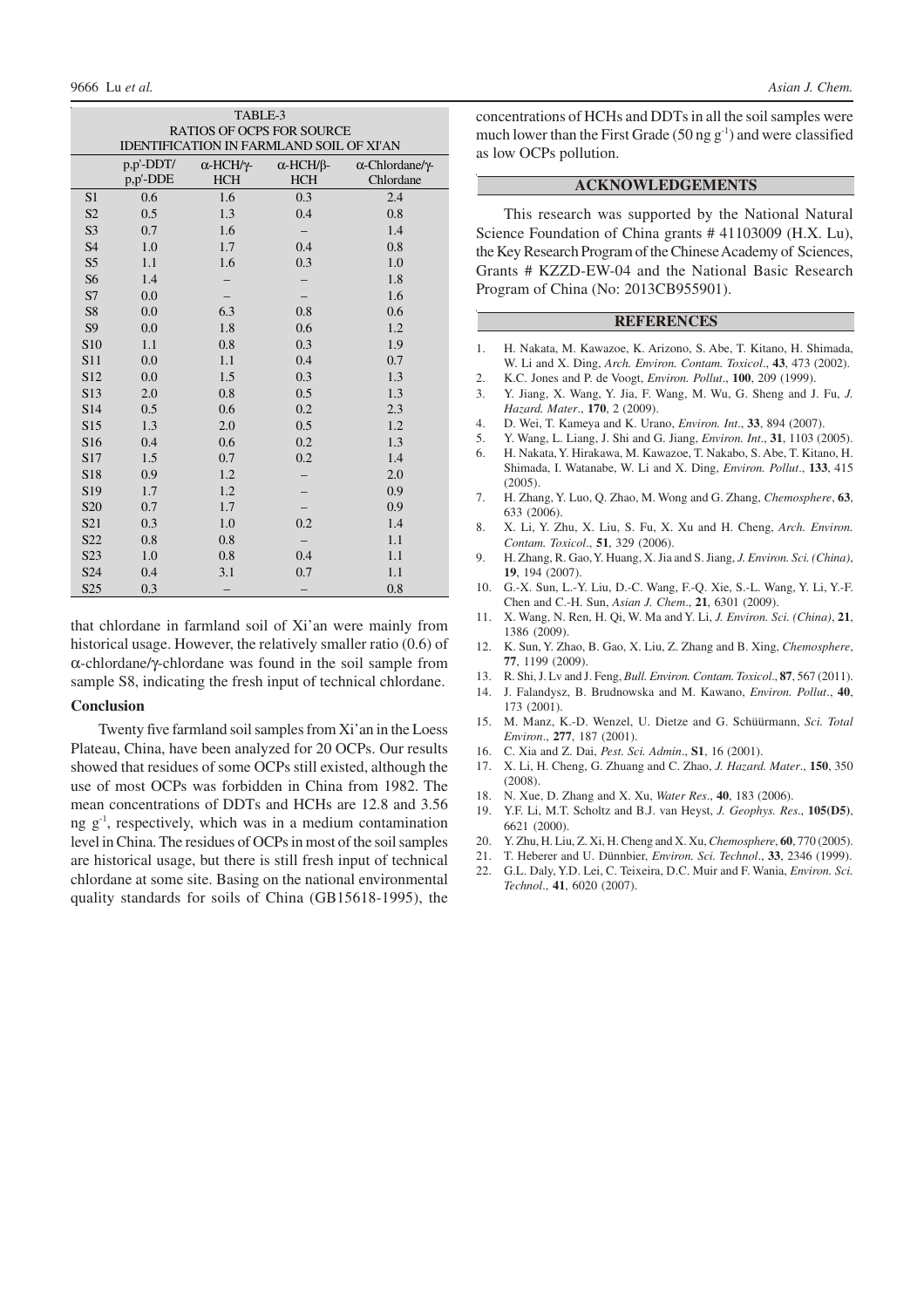TABLE-3
RATIOS OF OCPS FOR SOURCE IDENTIFICATION IN FARMLAND SOIL OF XI'AN

| | p,p'-DDT/ p,p'-DDE | α-HCH/γ-HCH | α-HCH/β-HCH | α-Chlordane/γ-Chlordane |
|---|---|---|---|---|
| S1 | 0.6 | 1.6 | 0.3 | 2.4 |
| S2 | 0.5 | 1.3 | 0.4 | 0.8 |
| S3 | 0.7 | 1.6 | – | 1.4 |
| S4 | 1.0 | 1.7 | 0.4 | 0.8 |
| S5 | 1.1 | 1.6 | 0.3 | 1.0 |
| S6 | 1.4 | – | – | 1.8 |
| S7 | 0.0 | – | – | 1.6 |
| S8 | 0.0 | 6.3 | 0.8 | 0.6 |
| S9 | 0.0 | 1.8 | 0.6 | 1.2 |
| S10 | 1.1 | 0.8 | 0.3 | 1.9 |
| S11 | 0.0 | 1.1 | 0.4 | 0.7 |
| S12 | 0.0 | 1.5 | 0.3 | 1.3 |
| S13 | 2.0 | 0.8 | 0.5 | 1.3 |
| S14 | 0.5 | 0.6 | 0.2 | 2.3 |
| S15 | 1.3 | 2.0 | 0.5 | 1.2 |
| S16 | 0.4 | 0.6 | 0.2 | 1.3 |
| S17 | 1.5 | 0.7 | 0.2 | 1.4 |
| S18 | 0.9 | 1.2 | – | 2.0 |
| S19 | 1.7 | 1.2 | – | 0.9 |
| S20 | 0.7 | 1.7 | – | 0.9 |
| S21 | 0.3 | 1.0 | 0.2 | 1.4 |
| S22 | 0.8 | 0.8 | – | 1.1 |
| S23 | 1.0 | 0.8 | 0.4 | 1.1 |
| S24 | 0.4 | 3.1 | 0.7 | 1.1 |
| S25 | 0.3 | – | – | 0.8 |

that chlordane in farmland soil of Xi'an were mainly from historical usage. However, the relatively smaller ratio (0.6) of α-chlordane/γ-chlordane was found in the soil sample from sample S8, indicating the fresh input of technical chlordane.

### Conclusion

Twenty five farmland soil samples from Xi'an in the Loess Plateau, China, have been analyzed for 20 OCPs. Our results showed that residues of some OCPs still existed, although the use of most OCPs was forbidden in China from 1982. The mean concentrations of DDTs and HCHs are 12.8 and 3.56 ng $g^{-1}$, respectively, which was in a medium contamination level in China. The residues of OCPs in most of the soil samples are historical usage, but there is still fresh input of technical chlordane at some site. Basing on the national environmental quality standards for soils of China (GB15618-1995), the concentrations of HCHs and DDTs in all the soil samples were much lower than the First Grade (50 ng $g^{-1}$) and were classified as low OCPs pollution.

## ACKNOWLEDGEMENTS

This research was supported by the National Natural Science Foundation of China grants # 41103009 (H.X. Lu), the Key Research Program of the Chinese Academy of Sciences, Grants # KZZD-EW-04 and the National Basic Research Program of China (No: 2013CB955901).

## REFERENCES

1. H. Nakata, M. Kawazoe, K. Arizono, S. Abe, T. Kitano, H. Shimada, W. Li and X. Ding, *Arch. Environ. Contam. Toxicol*., **43**, 473 (2002).
2. K.C. Jones and P. de Voogt, *Environ. Pollut*., **100**, 209 (1999).
3. Y. Jiang, X. Wang, Y. Jia, F. Wang, M. Wu, G. Sheng and J. Fu, *J. Hazard. Mater*., **170**, 2 (2009).
4. D. Wei, T. Kameya and K. Urano, *Environ. Int*., **33**, 894 (2007).
5. Y. Wang, L. Liang, J. Shi and G. Jiang, *Environ. Int*., **31**, 1103 (2005).
6. H. Nakata, Y. Hirakawa, M. Kawazoe, T. Nakabo, S. Abe, T. Kitano, H. Shimada, I. Watanabe, W. Li and X. Ding, *Environ. Pollut*., **133**, 415 (2005).
7. H. Zhang, Y. Luo, Q. Zhao, M. Wong and G. Zhang, *Chemosphere*, **63**, 633 (2006).
8. X. Li, Y. Zhu, X. Liu, S. Fu, X. Xu and H. Cheng, *Arch. Environ. Contam. Toxicol*., **51**, 329 (2006).
9. H. Zhang, R. Gao, Y. Huang, X. Jia and S. Jiang, *J. Environ. Sci. (China)*, **19**, 194 (2007).
10. G.-X. Sun, L.-Y. Liu, D.-C. Wang, F.-Q. Xie, S.-L. Wang, Y. Li, Y.-F. Chen and C.-H. Sun, *Asian J. Chem*., **21**, 6301 (2009).
11. X. Wang, N. Ren, H. Qi, W. Ma and Y. Li, *J. Environ. Sci. (China)*, **21**, 1386 (2009).
12. K. Sun, Y. Zhao, B. Gao, X. Liu, Z. Zhang and B. Xing, *Chemosphere*, **77**, 1199 (2009).
13. R. Shi, J. Lv and J. Feng, *Bull. Environ. Contam. Toxicol*., **87**, 567 (2011).
14. J. Falandysz, B. Brudnowska and M. Kawano, *Environ. Pollut*., **40**, 173 (2001).
15. M. Manz, K.-D. Wenzel, U. Dietze and G. Schüürmann, *Sci. Total Environ*., **277**, 187 (2001).
16. C. Xia and Z. Dai, *Pest. Sci. Admin*., **S1**, 16 (2001).
17. X. Li, H. Cheng, G. Zhuang and C. Zhao, *J. Hazard. Mater*., **150**, 350 (2008).
18. N. Xue, D. Zhang and X. Xu, *Water Res*., **40**, 183 (2006).
19. Y.F. Li, M.T. Scholtz and B.J. van Heyst, *J. Geophys. Res*., **105(D5)**, 6621 (2000).
20. Y. Zhu, H. Liu, Z. Xi, H. Cheng and X. Xu, *Chemosphere*, **60**, 770 (2005).
21. T. Heberer and U. Dünnbier, *Environ. Sci. Technol*., **33**, 2346 (1999).
22. G.L. Daly, Y.D. Lei, C. Teixeira, D.C. Muir and F. Wania, *Environ. Sci. Technol*., **41**, 6020 (2007).